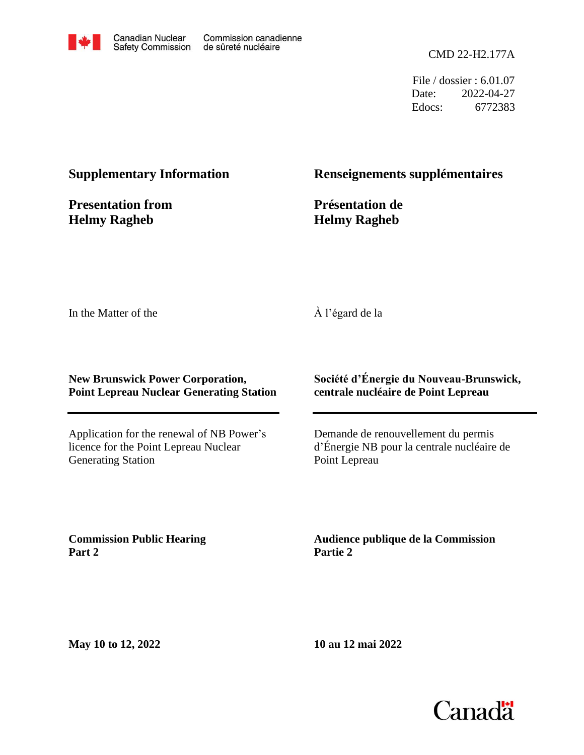Canadian Nuclear Safety Commission / Commission canadienne de sûreté nucléaire

CMD 22-H2.177A

File / dossier : 6.01.07
Date: 2022-04-27
Edocs: 6772383

## Supplementary Information

## Presentation from Helmy Ragheb

## Renseignements supplémentaires

## Présentation de Helmy Ragheb

In the Matter of the

À l'égard de la

**New Brunswick Power Corporation, Point Lepreau Nuclear Generating Station**

**Société d'Énergie du Nouveau-Brunswick, centrale nucléaire de Point Lepreau**

Application for the renewal of NB Power's licence for the Point Lepreau Nuclear Generating Station

Demande de renouvellement du permis d'Énergie NB pour la centrale nucléaire de Point Lepreau

**Commission Public Hearing Part 2**

**Audience publique de la Commission Partie 2**

**May 10 to 12, 2022**

**10 au 12 mai 2022**

Canada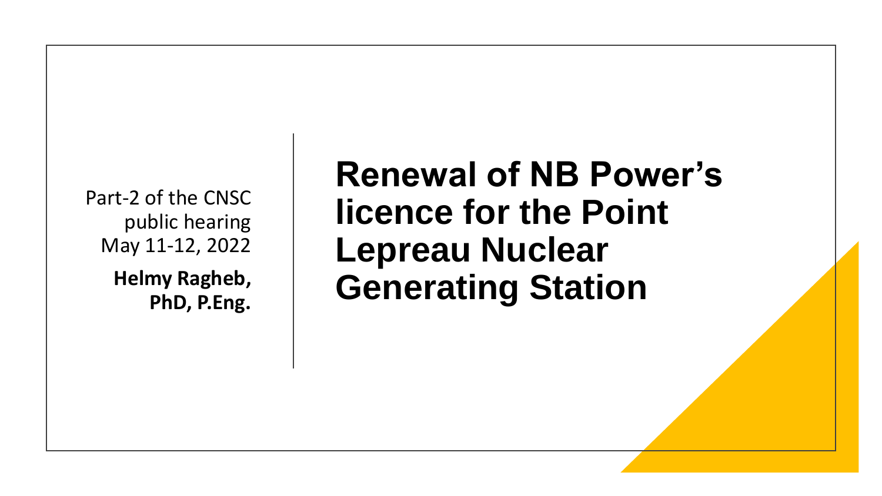Part-2 of the CNSC public hearing May 11-12, 2022

**Helmy Ragheb, PhD, P.Eng.**

# Renewal of NB Power's licence for the Point Lepreau Nuclear Generating Station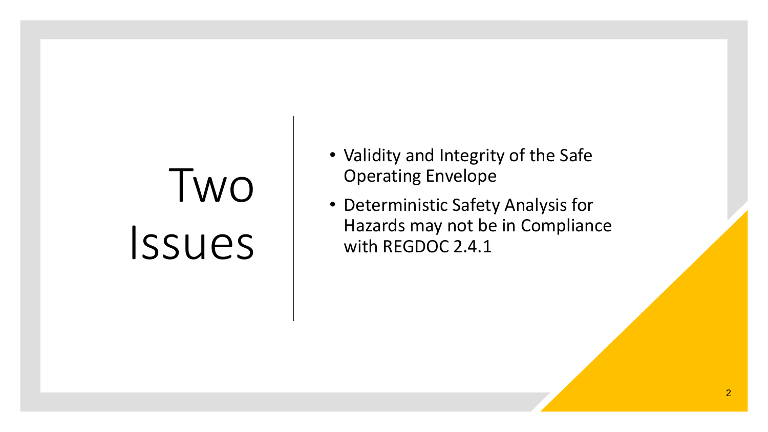# Two Issues

- Validity and Integrity of the Safe Operating Envelope
- Deterministic Safety Analysis for Hazards may not be in Compliance with REGDOC 2.4.1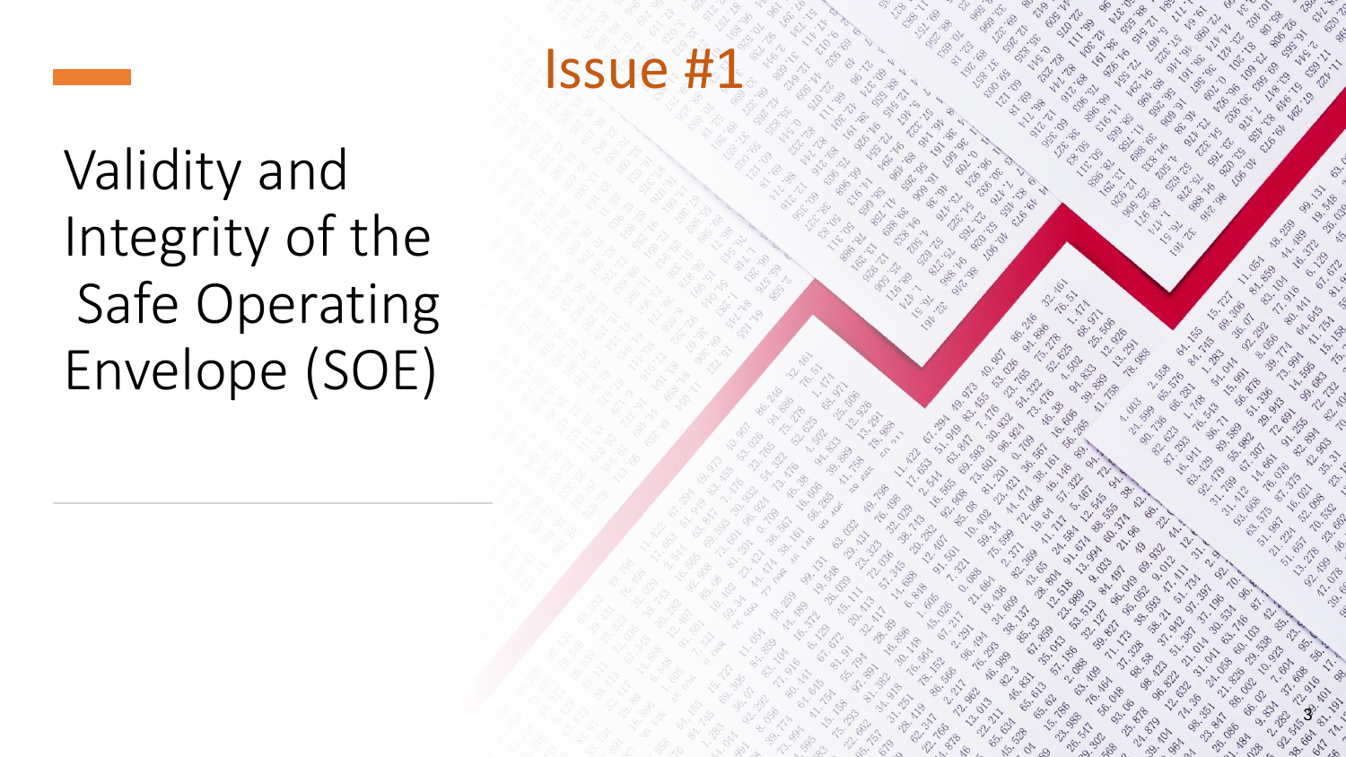## Issue #1

# Validity and Integrity of the Safe Operating Envelope (SOE)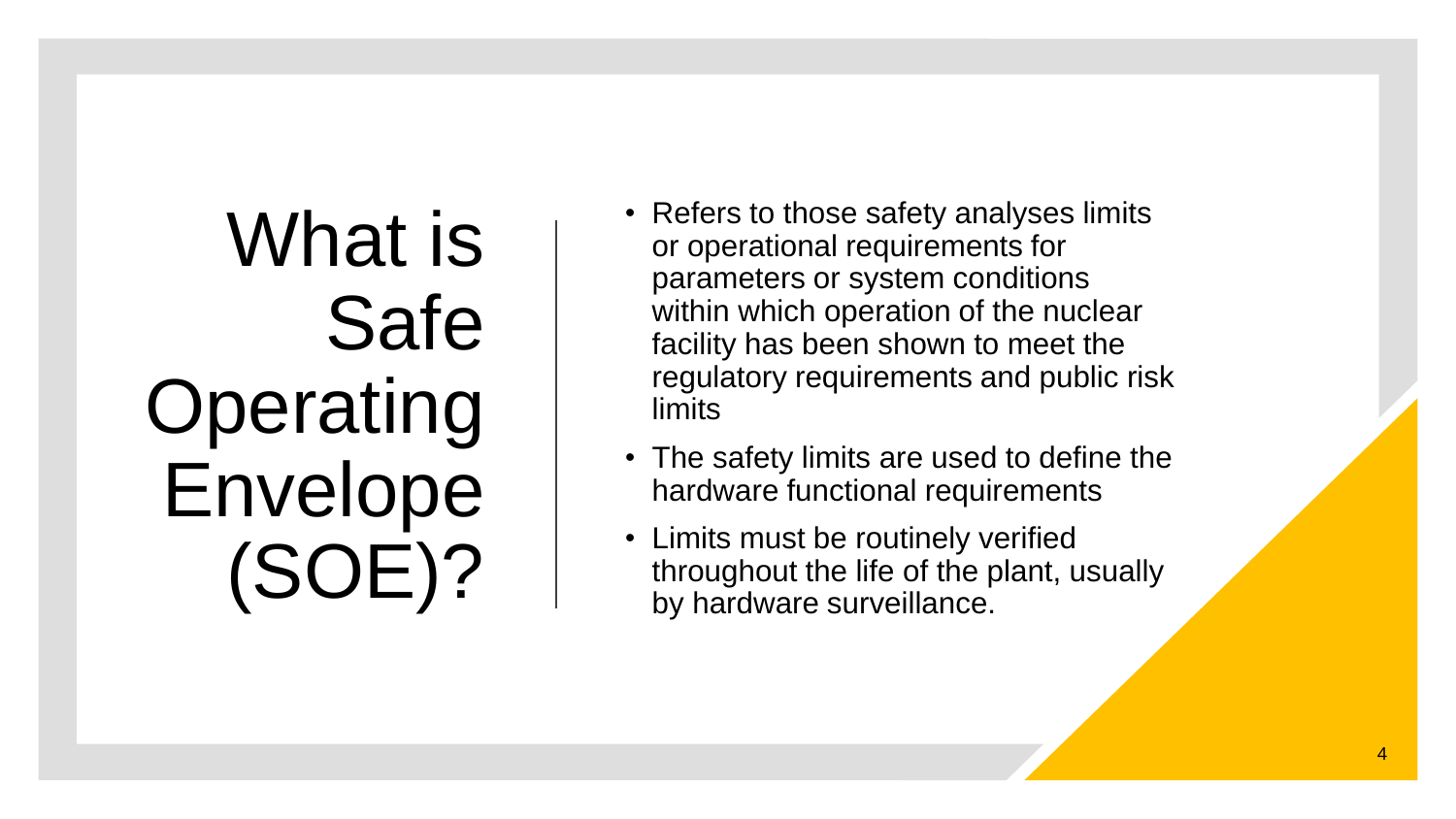# What is Safe Operating Envelope (SOE)?

- Refers to those safety analyses limits or operational requirements for parameters or system conditions within which operation of the nuclear facility has been shown to meet the regulatory requirements and public risk limits
- The safety limits are used to define the hardware functional requirements
- Limits must be routinely verified throughout the life of the plant, usually by hardware surveillance.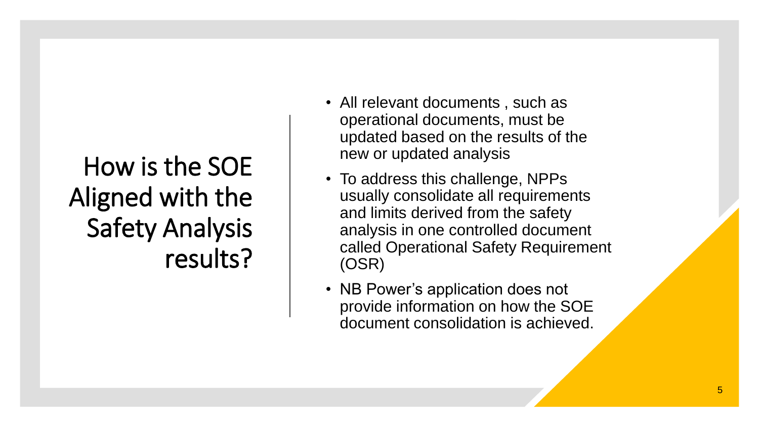# How is the SOE Aligned with the Safety Analysis results?

- All relevant documents , such as operational documents, must be updated based on the results of the new or updated analysis
- To address this challenge, NPPs usually consolidate all requirements and limits derived from the safety analysis in one controlled document called Operational Safety Requirement (OSR)
- NB Power's application does not provide information on how the SOE document consolidation is achieved.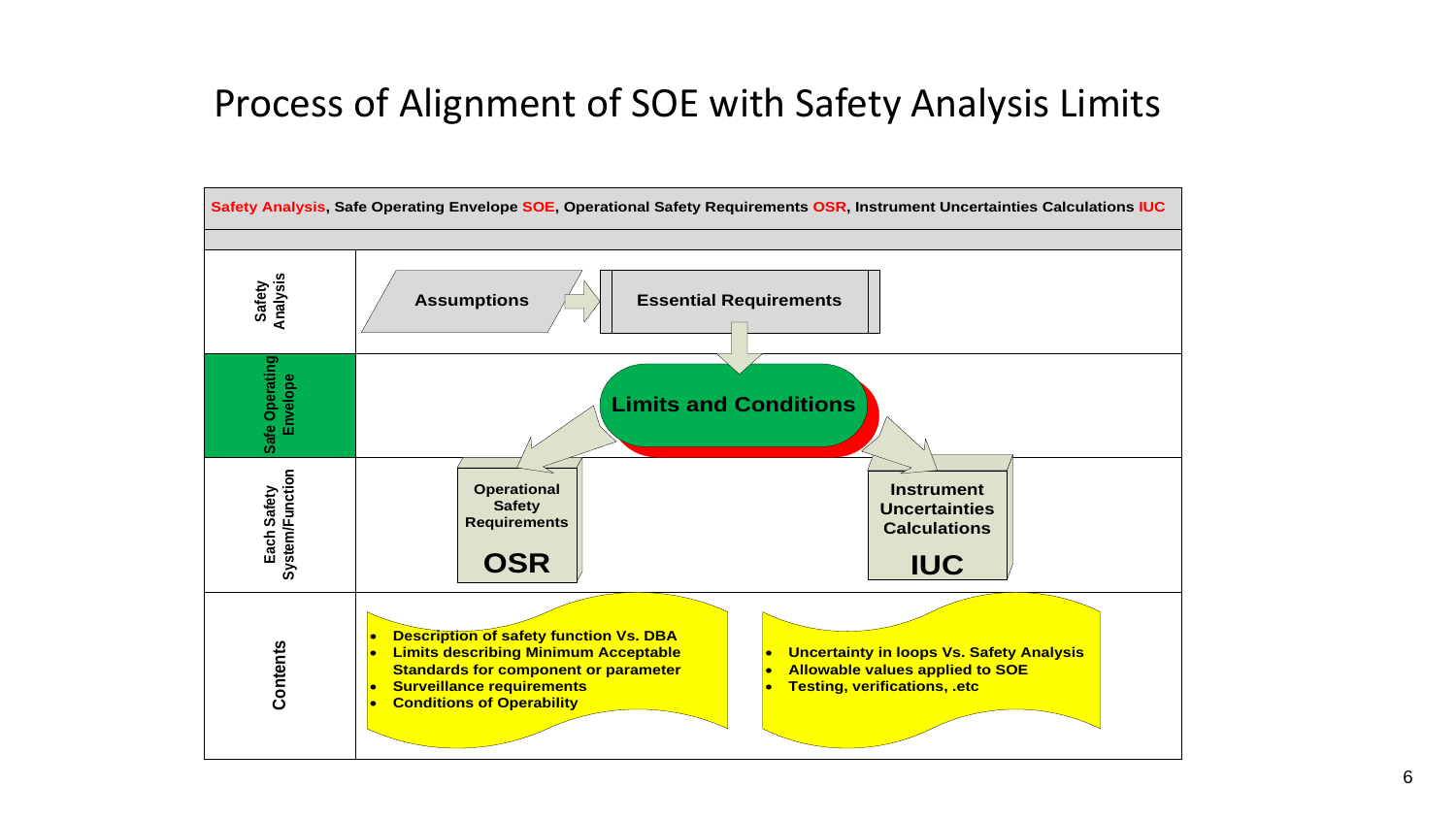# Process of Alignment of SOE with Safety Analysis Limits

**Safety Analysis, Safe Operating Envelope SOE, Operational Safety Requirements OSR, Instrument Uncertainties Calculations IUC**

| | |
|---|---|
| **Safety Analysis** | **Assumptions** → **Essential Requirements** |
| **Safe Operating Envelope** | **Limits and Conditions** |
| **Each Safety System/Function** | **Operational Safety Requirements OSR** / **Instrument Uncertainties Calculations IUC** |
| **Contents** | OSR: • **Description of safety function Vs. DBA** • **Limits describing Minimum Acceptable Standards for component or parameter** • **Surveillance requirements** • **Conditions of Operability** <br> IUC: • **Uncertainty in loops Vs. Safety Analysis** • **Allowable values applied to SOE** • **Testing, verifications, .etc** |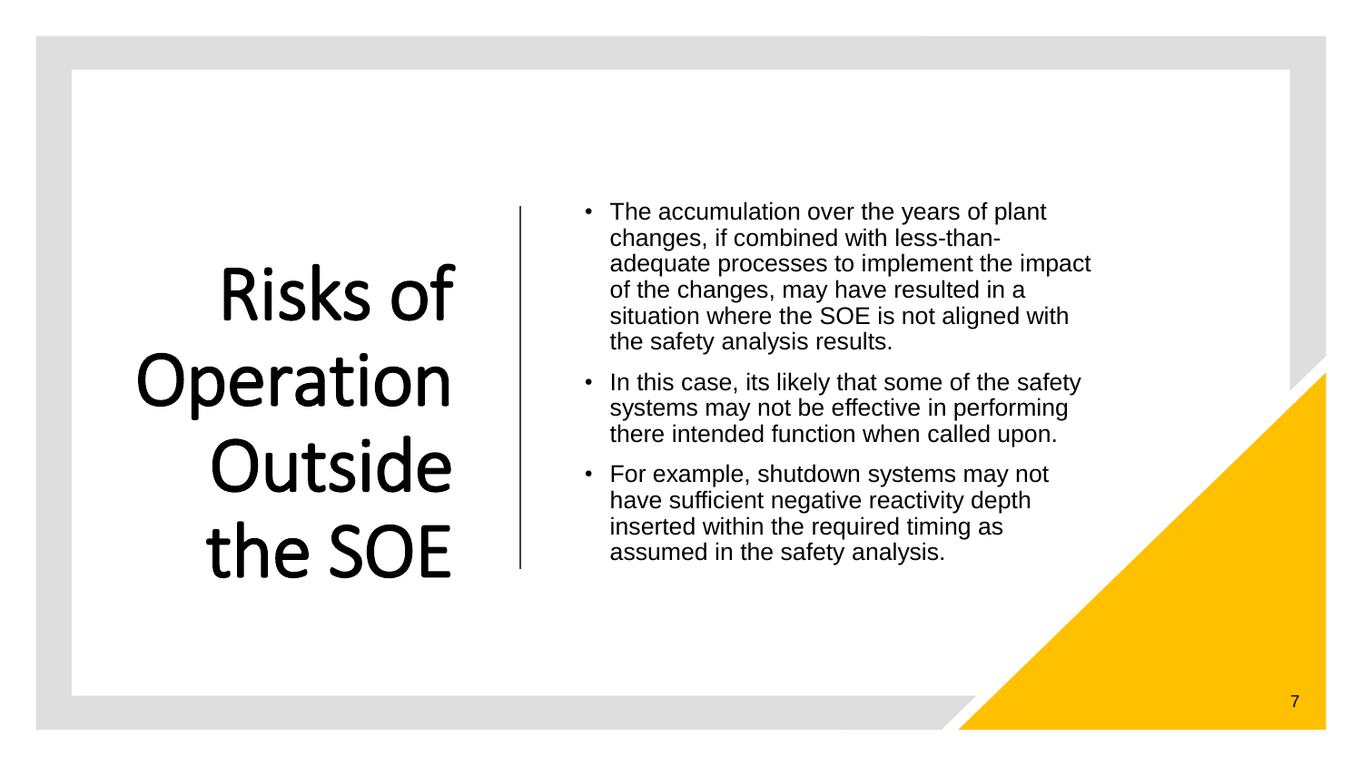# Risks of Operation Outside the SOE

- The accumulation over the years of plant changes, if combined with less-than-adequate processes to implement the impact of the changes, may have resulted in a situation where the SOE is not aligned with the safety analysis results.
- In this case, its likely that some of the safety systems may not be effective in performing there intended function when called upon.
- For example, shutdown systems may not have sufficient negative reactivity depth inserted within the required timing as assumed in the safety analysis.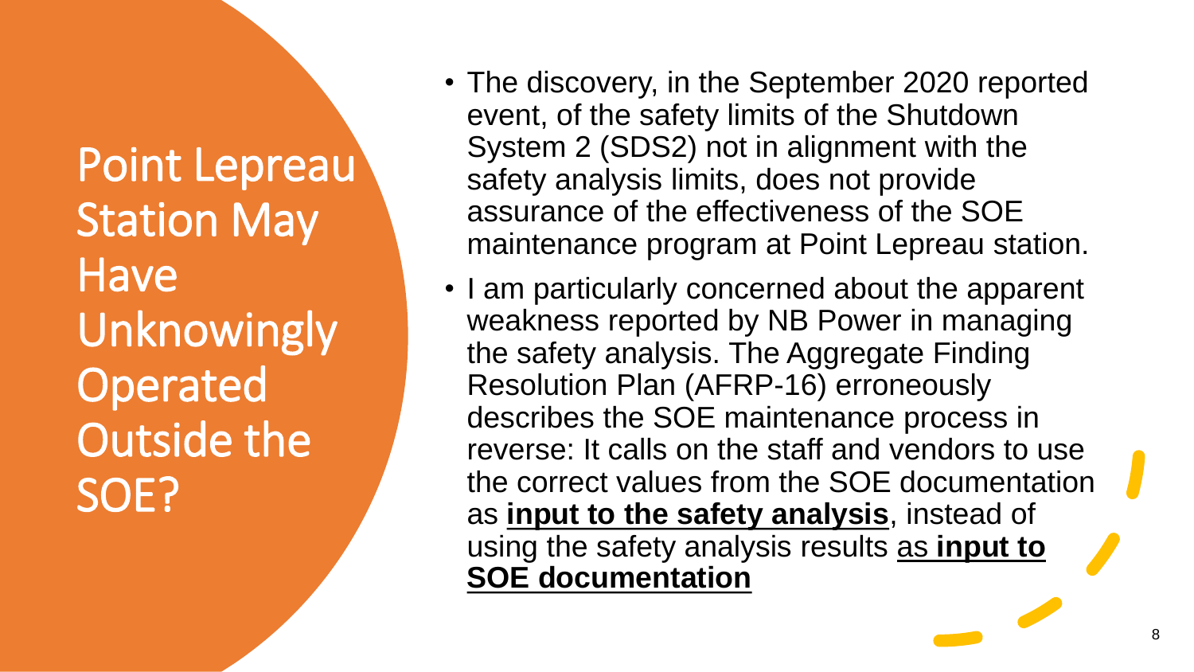# Point Lepreau Station May Have Unknowingly Operated Outside the SOE?

- The discovery, in the September 2020 reported event, of the safety limits of the Shutdown System 2 (SDS2) not in alignment with the safety analysis limits, does not provide assurance of the effectiveness of the SOE maintenance program at Point Lepreau station.
- I am particularly concerned about the apparent weakness reported by NB Power in managing the safety analysis. The Aggregate Finding Resolution Plan (AFRP-16) erroneously describes the SOE maintenance process in reverse: It calls on the staff and vendors to use the correct values from the SOE documentation as **<u>input to the safety analysis</u>**, instead of using the safety analysis results <u>as **input to SOE documentation**</u>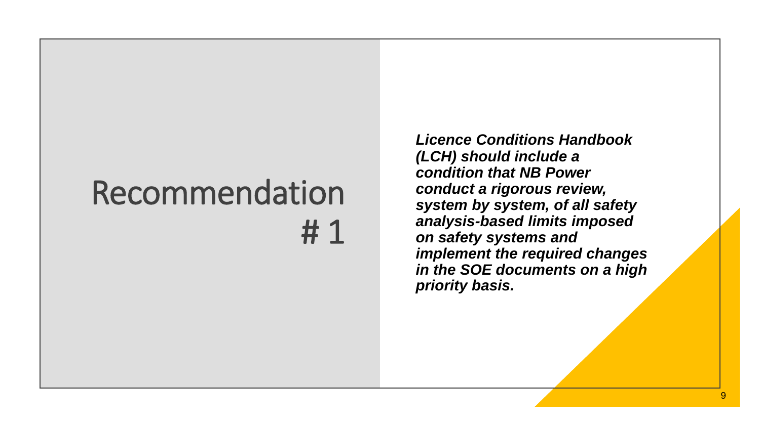# Recommendation # 1

***Licence Conditions Handbook (LCH) should include a condition that NB Power conduct a rigorous review, system by system, of all safety analysis-based limits imposed on safety systems and implement the required changes in the SOE documents on a high priority basis.***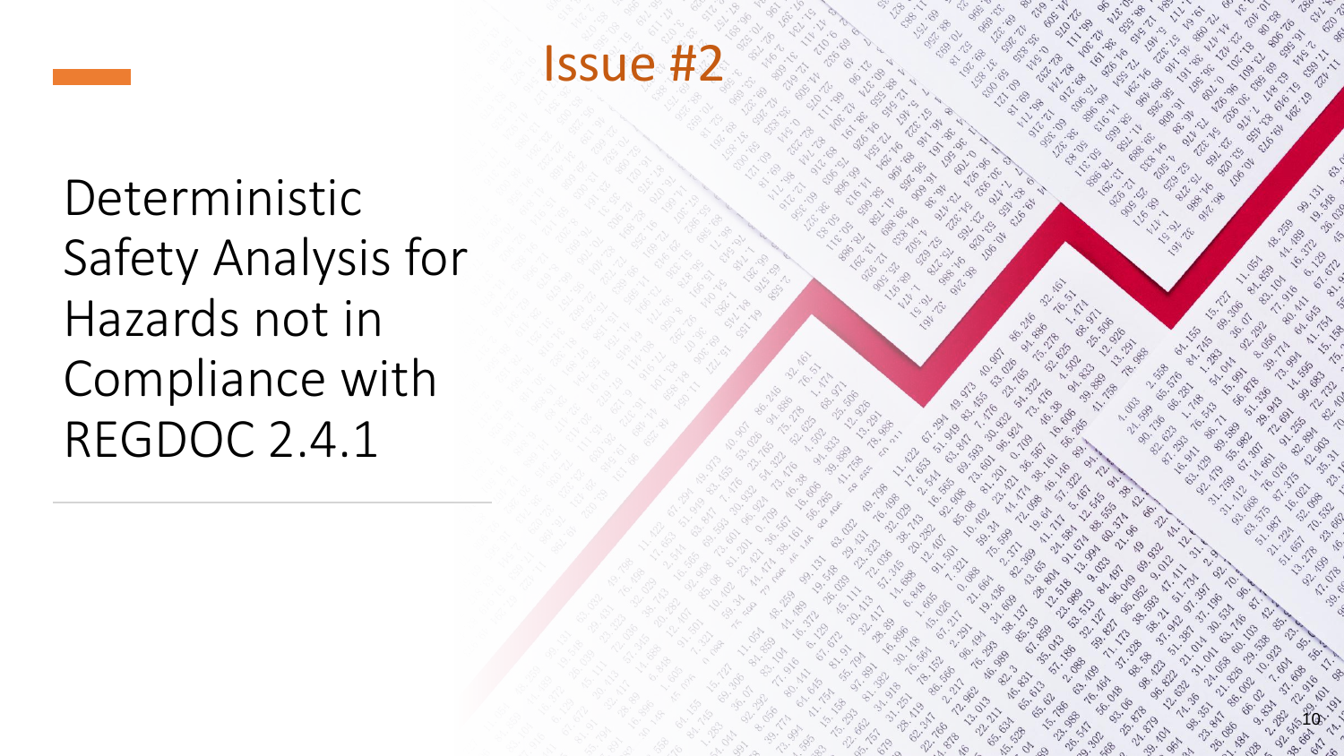# Issue #2

## Deterministic Safety Analysis for Hazards not in Compliance with REGDOC 2.4.1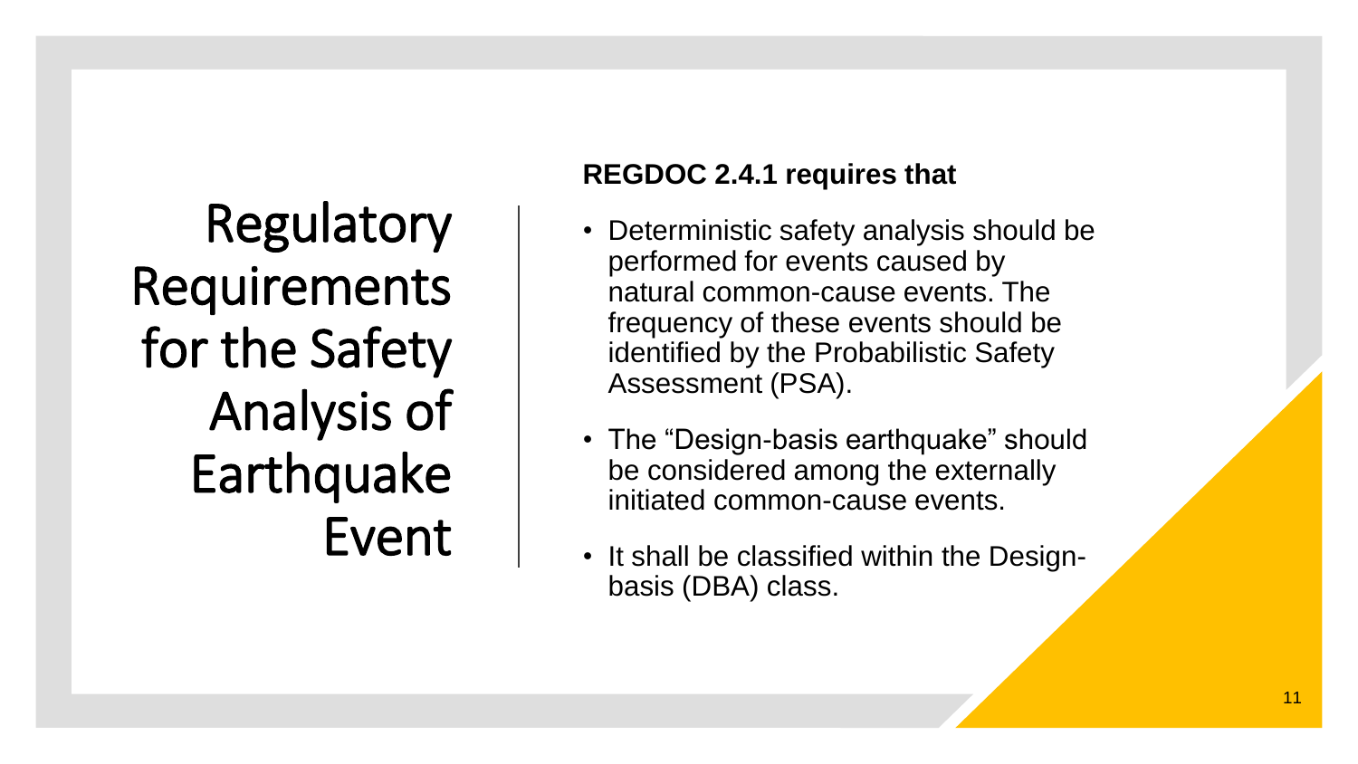# Regulatory Requirements for the Safety Analysis of Earthquake Event

**REGDOC 2.4.1 requires that**

- Deterministic safety analysis should be performed for events caused by natural common-cause events. The frequency of these events should be identified by the Probabilistic Safety Assessment (PSA).
- The "Design-basis earthquake" should be considered among the externally initiated common-cause events.
- It shall be classified within the Design-basis (DBA) class.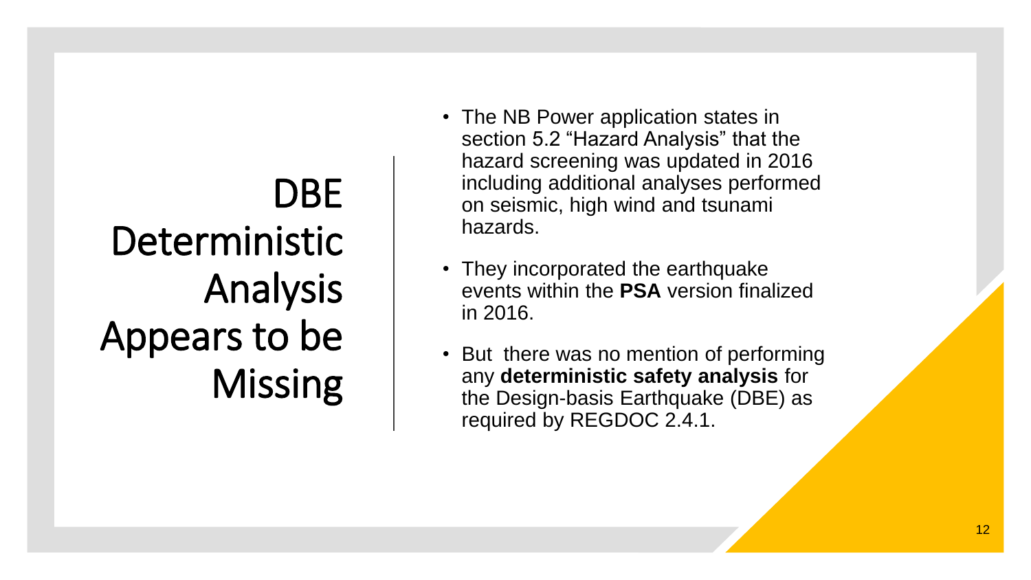# DBE Deterministic Analysis Appears to be Missing

- The NB Power application states in section 5.2 “Hazard Analysis” that the hazard screening was updated in 2016 including additional analyses performed on seismic, high wind and tsunami hazards.
- They incorporated the earthquake events within the **PSA** version finalized in 2016.
- But there was no mention of performing any **deterministic safety analysis** for the Design-basis Earthquake (DBE) as required by REGDOC 2.4.1.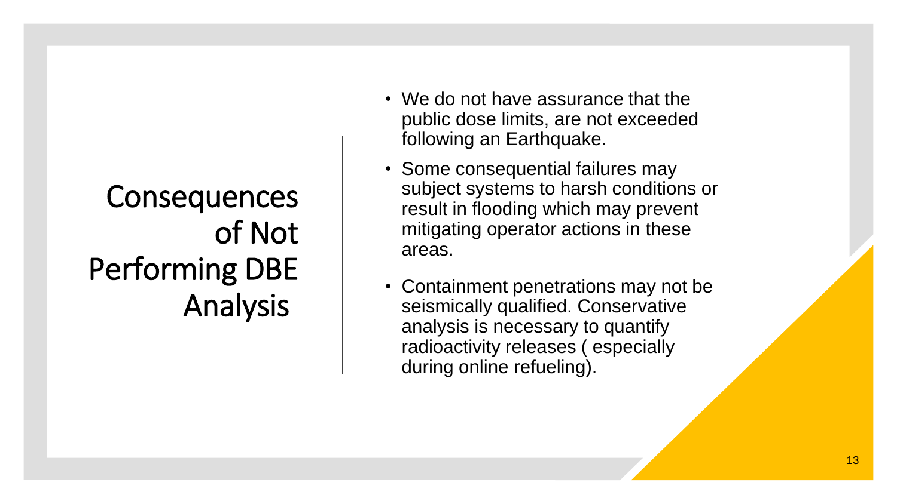# Consequences of Not Performing DBE Analysis

- We do not have assurance that the public dose limits, are not exceeded following an Earthquake.
- Some consequential failures may subject systems to harsh conditions or result in flooding which may prevent mitigating operator actions in these areas.
- Containment penetrations may not be seismically qualified. Conservative analysis is necessary to quantify radioactivity releases ( especially during online refueling).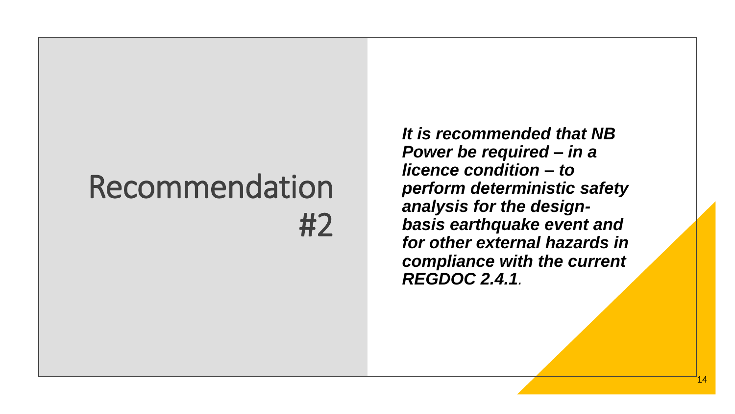# Recommendation #2

***It is recommended that NB Power be required – in a licence condition – to perform deterministic safety analysis for the design-basis earthquake event and for other external hazards in compliance with the current REGDOC 2.4.1***.